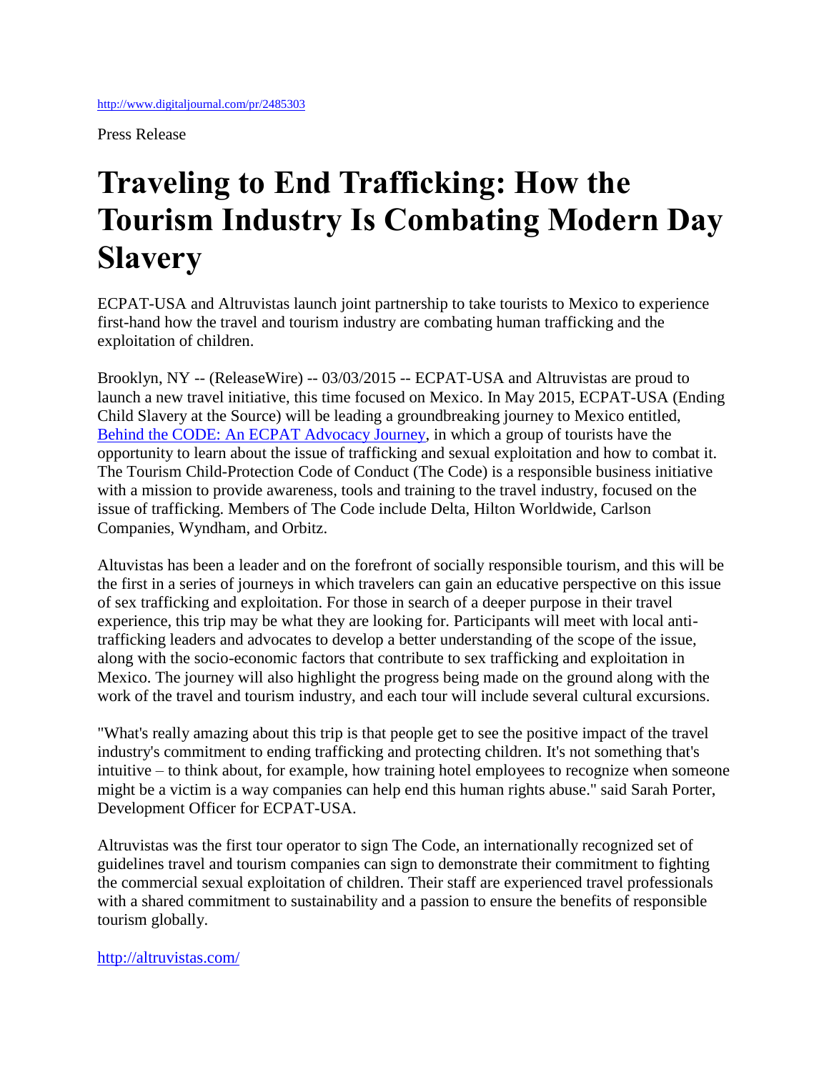http://www.digitaljournal.com/pr/2485303

Press Release

# Traveling to End Trafficking: How the Tourism Industry Is Combating Modern Day Slavery

ECPAT-USA and Altruvistas launch joint partnership to take tourists to Mexico to experience first-hand how the travel and tourism industry are combating human trafficking and the exploitation of children.

Brooklyn, NY -- (ReleaseWire) -- 03/03/2015 -- ECPAT-USA and Altruvistas are proud to launch a new travel initiative, this time focused on Mexico. In May 2015, ECPAT-USA (Ending Child Slavery at the Source) will be leading a groundbreaking journey to Mexico entitled, [Behind the CODE: An ECPAT Advocacy Journey](), in which a group of tourists have the opportunity to learn about the issue of trafficking and sexual exploitation and how to combat it. The Tourism Child-Protection Code of Conduct (The Code) is a responsible business initiative with a mission to provide awareness, tools and training to the travel industry, focused on the issue of trafficking. Members of The Code include Delta, Hilton Worldwide, Carlson Companies, Wyndham, and Orbitz.

Altuvistas has been a leader and on the forefront of socially responsible tourism, and this will be the first in a series of journeys in which travelers can gain an educative perspective on this issue of sex trafficking and exploitation. For those in search of a deeper purpose in their travel experience, this trip may be what they are looking for. Participants will meet with local anti-trafficking leaders and advocates to develop a better understanding of the scope of the issue, along with the socio-economic factors that contribute to sex trafficking and exploitation in Mexico. The journey will also highlight the progress being made on the ground along with the work of the travel and tourism industry, and each tour will include several cultural excursions.

"What's really amazing about this trip is that people get to see the positive impact of the travel industry's commitment to ending trafficking and protecting children. It's not something that's intuitive – to think about, for example, how training hotel employees to recognize when someone might be a victim is a way companies can help end this human rights abuse." said Sarah Porter, Development Officer for ECPAT-USA.

Altruvistas was the first tour operator to sign The Code, an internationally recognized set of guidelines travel and tourism companies can sign to demonstrate their commitment to fighting the commercial sexual exploitation of children. Their staff are experienced travel professionals with a shared commitment to sustainability and a passion to ensure the benefits of responsible tourism globally.

http://altruvistas.com/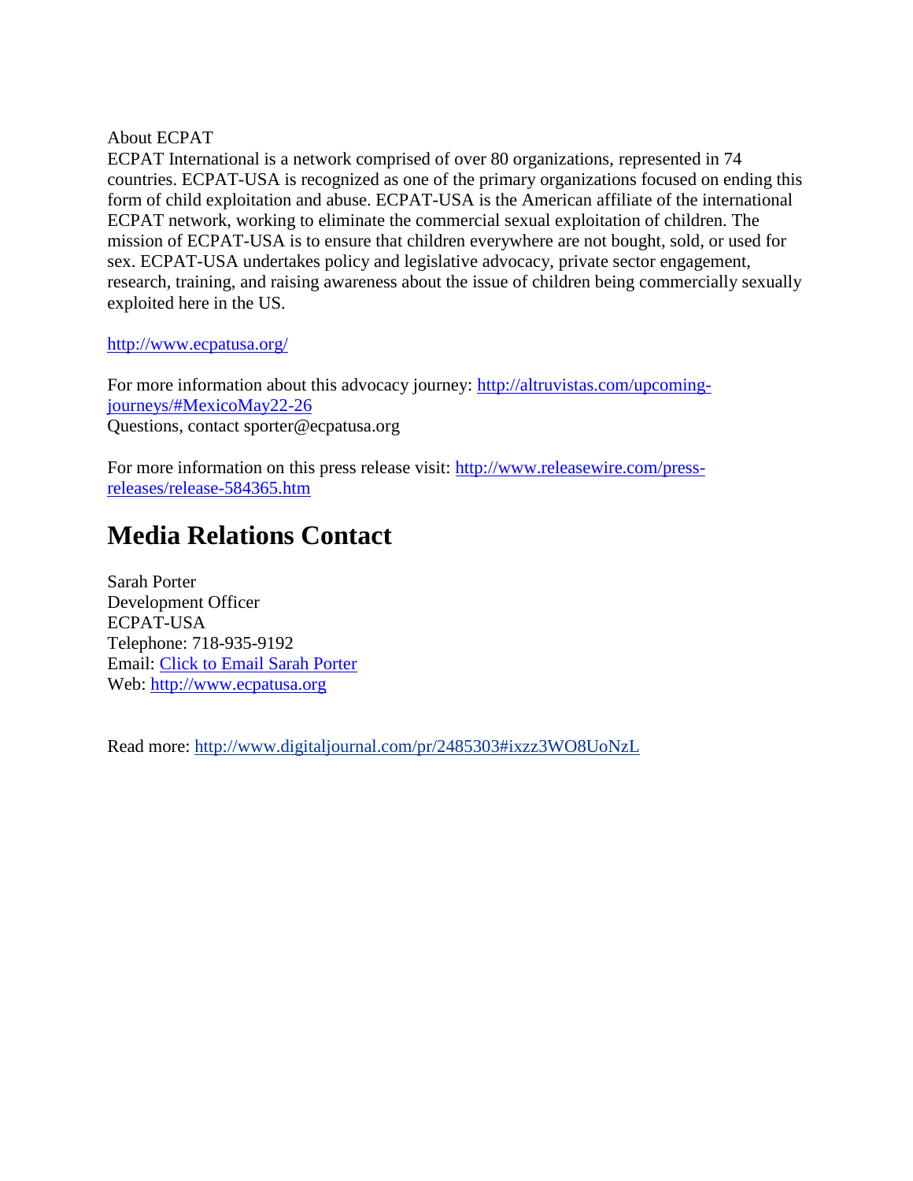About ECPAT
ECPAT International is a network comprised of over 80 organizations, represented in 74 countries. ECPAT-USA is recognized as one of the primary organizations focused on ending this form of child exploitation and abuse. ECPAT-USA is the American affiliate of the international ECPAT network, working to eliminate the commercial sexual exploitation of children. The mission of ECPAT-USA is to ensure that children everywhere are not bought, sold, or used for sex. ECPAT-USA undertakes policy and legislative advocacy, private sector engagement, research, training, and raising awareness about the issue of children being commercially sexually exploited here in the US.

http://www.ecpatusa.org/

For more information about this advocacy journey: http://altruvistas.com/upcoming-journeys/#MexicoMay22-26
Questions, contact sporter@ecpatusa.org

For more information on this press release visit: http://www.releasewire.com/press-releases/release-584365.htm

## Media Relations Contact

Sarah Porter
Development Officer
ECPAT-USA
Telephone: 718-935-9192
Email: Click to Email Sarah Porter
Web: http://www.ecpatusa.org

Read more: http://www.digitaljournal.com/pr/2485303#ixzz3WO8UoNzL